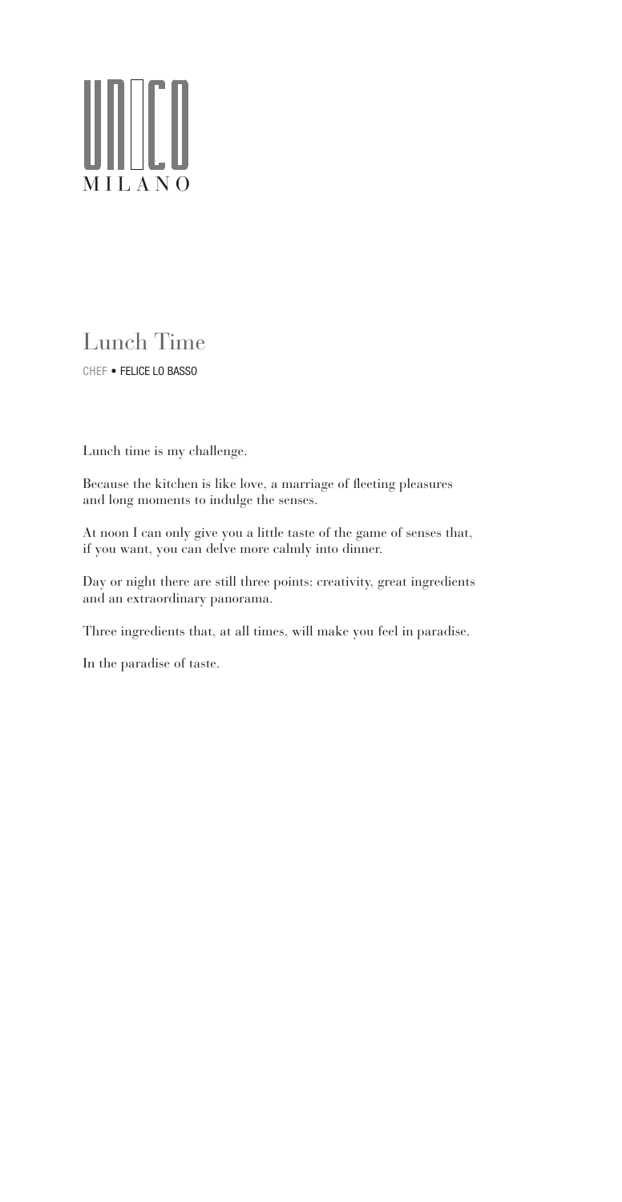# UNICO MILANO

## Lunch Time

CHEF • FELICE LO BASSO

Lunch time is my challenge.

Because the kitchen is like love, a marriage of fleeting pleasures and long moments to indulge the senses.

At noon I can only give you a little taste of the game of senses that, if you want, you can delve more calmly into dinner.

Day or night there are still three points: creativity, great ingredients and an extraordinary panorama.

Three ingredients that, at all times, will make you feel in paradise.

In the paradise of taste.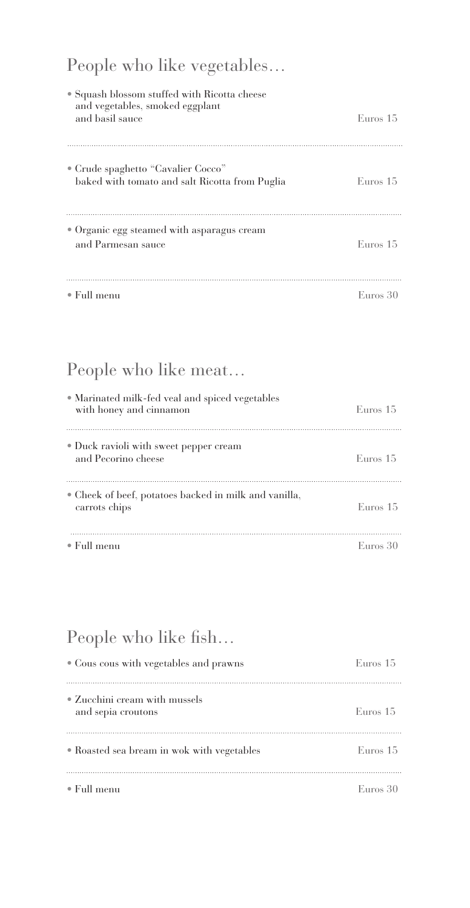## People who like vegetables…

| Dish | Price |
|---|---|
| • Squash blossom stuffed with Ricotta cheese and vegetables, smoked eggplant and basil sauce | Euros 15 |
| • Crude spaghetto "Cavalier Cocco" baked with tomato and salt Ricotta from Puglia | Euros 15 |
| • Organic egg steamed with asparagus cream and Parmesan sauce | Euros 15 |
| • Full menu | Euros 30 |

## People who like meat…

| Dish | Price |
|---|---|
| • Marinated milk-fed veal and spiced vegetables with honey and cinnamon | Euros 15 |
| • Duck ravioli with sweet pepper cream and Pecorino cheese | Euros 15 |
| • Cheek of beef, potatoes backed in milk and vanilla, carrots chips | Euros 15 |
| • Full menu | Euros 30 |

## People who like fish…

| Dish | Price |
|---|---|
| • Cous cous with vegetables and prawns | Euros 15 |
| • Zucchini cream with mussels and sepia croutons | Euros 15 |
| • Roasted sea bream in wok with vegetables | Euros 15 |
| • Full menu | Euros 30 |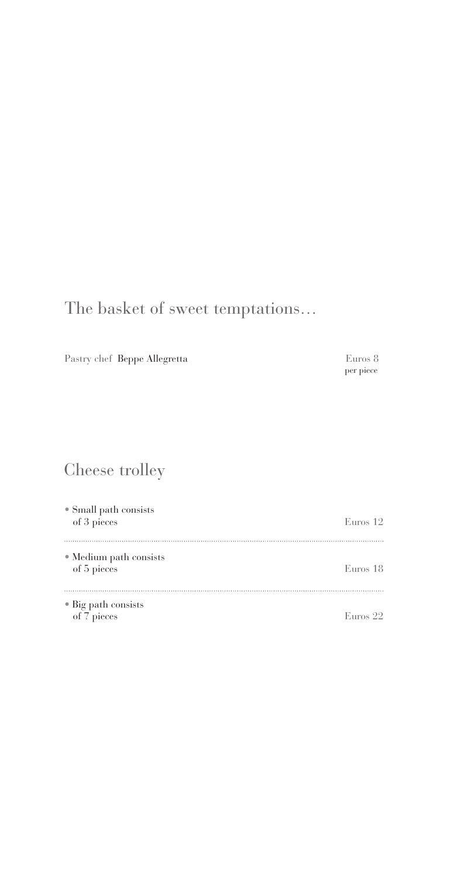## The basket of sweet temptations…

Pastry chef **Beppe Allegretta** — Euros 8 per piece

## Cheese trolley

| | |
|---|---|
| • Small path consists of 3 pieces | Euros 12 |
| • Medium path consists of 5 pieces | Euros 18 |
| • Big path consists of 7 pieces | Euros 22 |